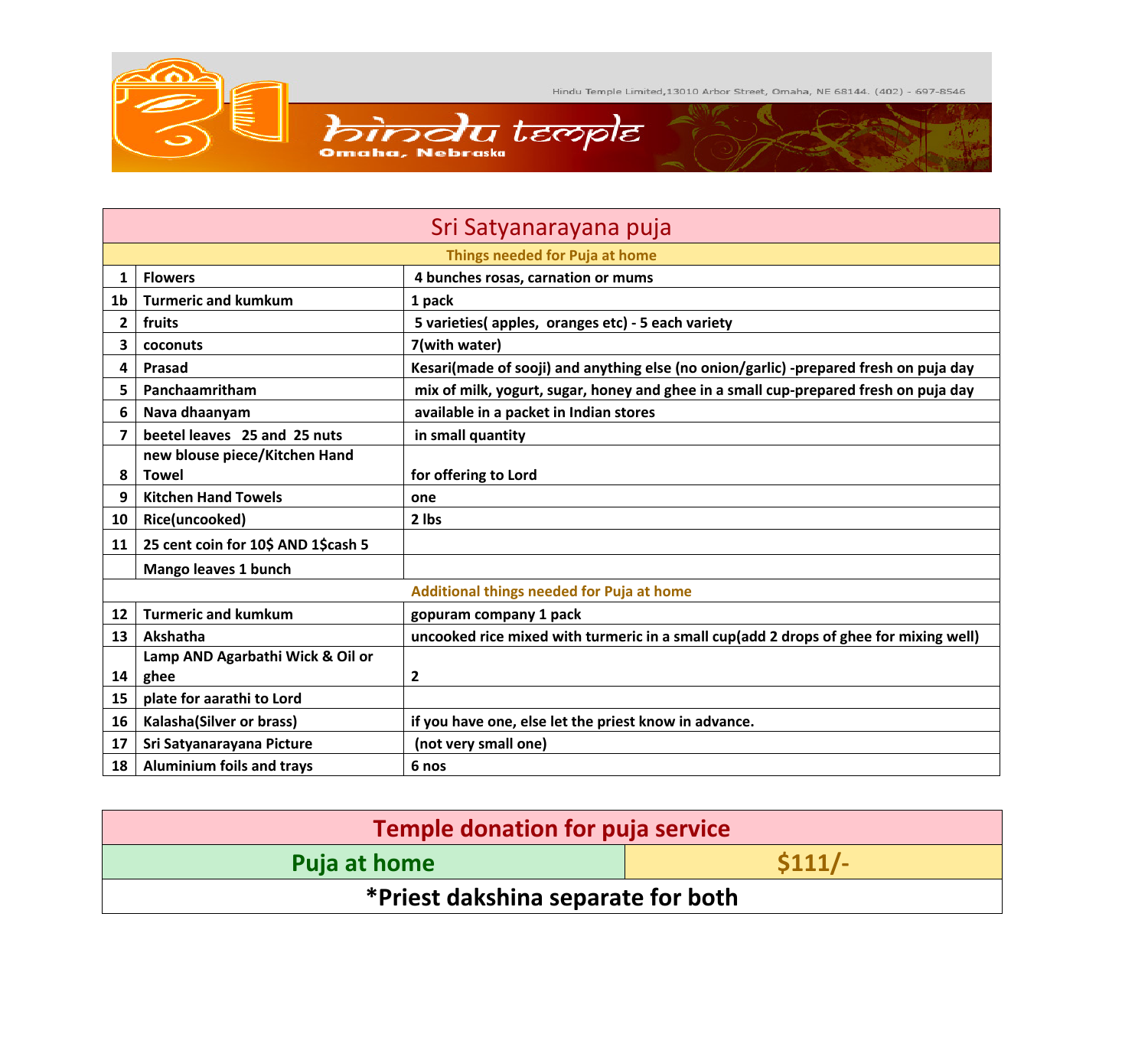Hindu Temple Limited,13010 Arbor Street, Omaha, NE 68144. (402) - 697-8546

# hindu temple
Omaha, Nebraska

## Sri Satyanarayana puja

| | Things needed for Puja at home | |
|---|---|---|
| 1 | Flowers | 4 bunches rosas, carnation or mums |
| 1b | Turmeric and kumkum | 1 pack |
| 2 | fruits | 5 varieties( apples, oranges etc) - 5 each variety |
| 3 | coconuts | 7(with water) |
| 4 | Prasad | Kesari(made of sooji) and anything else (no onion/garlic) -prepared fresh on puja day |
| 5 | Panchaamritham | mix of milk, yogurt, sugar, honey and ghee in a small cup-prepared fresh on puja day |
| 6 | Nava dhaanyam | available in a packet in Indian stores |
| 7 | beetel leaves 25 and 25 nuts | in small quantity |
| 8 | new blouse piece/Kitchen Hand Towel | for offering to Lord |
| 9 | Kitchen Hand Towels | one |
| 10 | Rice(uncooked) | 2 lbs |
| 11 | 25 cent coin for 10$ AND 1$cash 5 | |
| | Mango leaves 1 bunch | |
| | **Additional things needed for Puja at home** | |
| 12 | Turmeric and kumkum | gopuram company 1 pack |
| 13 | Akshatha | uncooked rice mixed with turmeric in a small cup(add 2 drops of ghee for mixing well) |
| 14 | Lamp AND Agarbathi Wick & Oil or ghee | 2 |
| 15 | plate for aarathi to Lord | |
| 16 | Kalasha(Silver or brass) | if you have one, else let the priest know in advance. |
| 17 | Sri Satyanarayana Picture | (not very small one) |
| 18 | Aluminium foils and trays | 6 nos |

## Temple donation for puja service

| Puja at home | $111/- |
|---|---|
| *Priest dakshina separate for both | |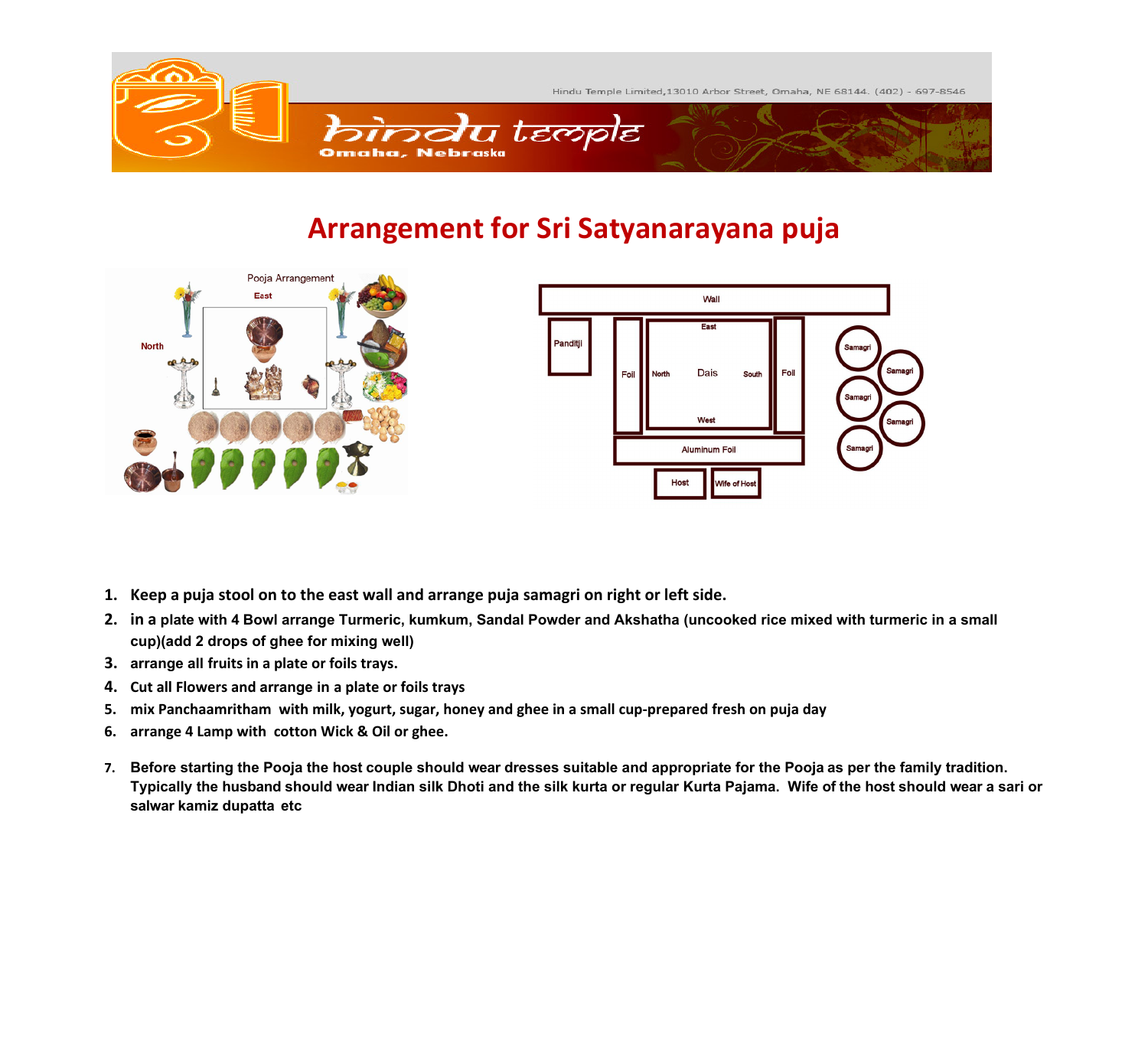# Arrangement for Sri Satyanarayana puja

1. Keep a puja stool on to the east wall and arrange puja samagri on right or left side.
2. in a plate with 4 Bowl arrange Turmeric, kumkum, Sandal Powder and Akshatha (uncooked rice mixed with turmeric in a small cup)(add 2 drops of ghee for mixing well)
3. arrange all fruits in a plate or foils trays.
4. Cut all Flowers and arrange in a plate or foils trays
5. mix Panchaamritham with milk, yogurt, sugar, honey and ghee in a small cup-prepared fresh on puja day
6. arrange 4 Lamp with cotton Wick & Oil or ghee.
7. Before starting the Pooja the host couple should wear dresses suitable and appropriate for the Pooja as per the family tradition. Typically the husband should wear Indian silk Dhoti and the silk kurta or regular Kurta Pajama. Wife of the host should wear a sari or salwar kamiz dupatta etc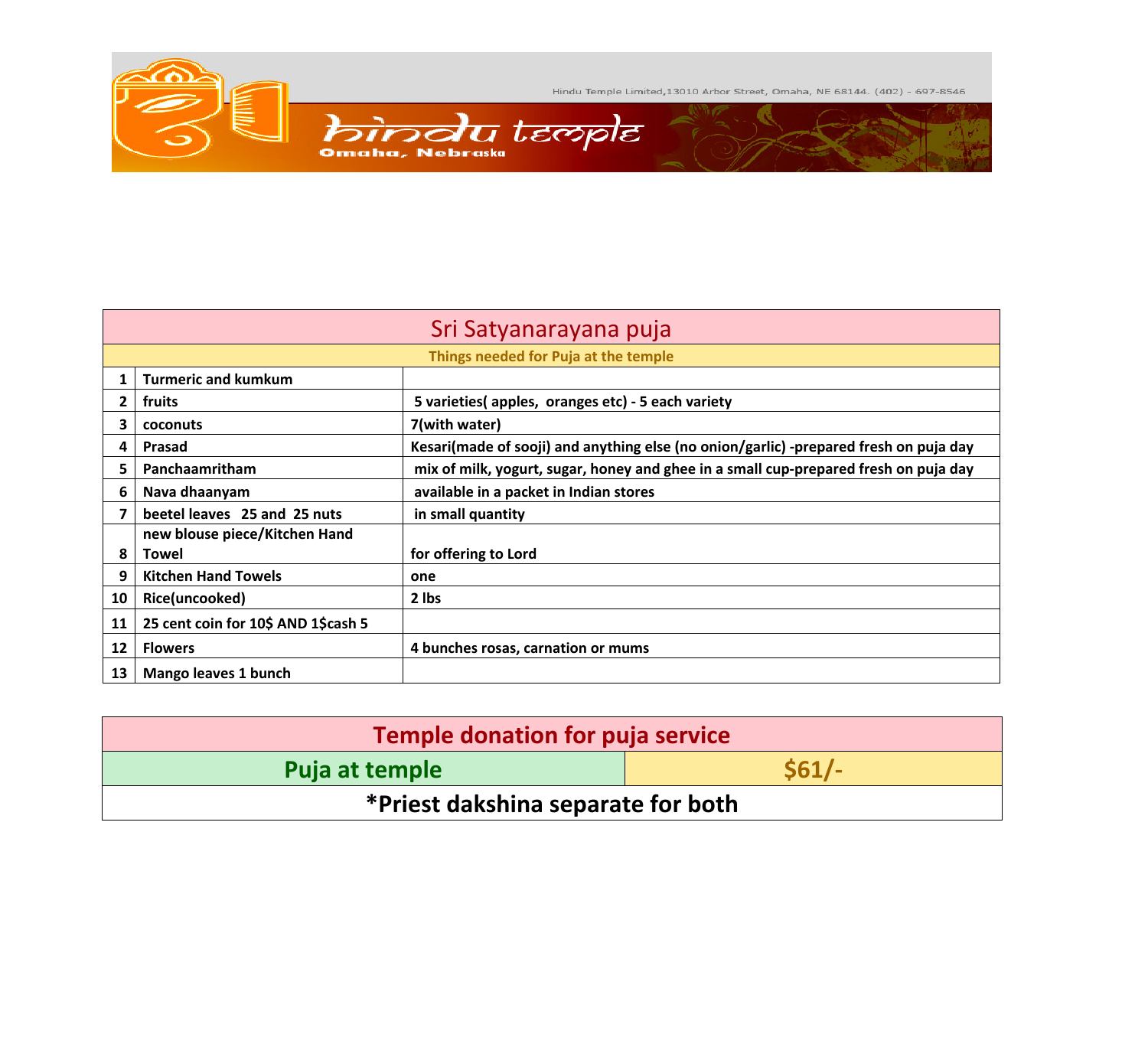Hindu Temple Limited,13010 Arbor Street, Omaha, NE 68144. (402) - 697-8546

# hindu temple

Omaha, Nebraska

## Sri Satyanarayana puja

| | | |
|---|---|---|
| | **Things needed for Puja at the temple** | |
| 1 | Turmeric and kumkum | |
| 2 | fruits | 5 varieties( apples, oranges etc) - 5 each variety |
| 3 | coconuts | 7(with water) |
| 4 | Prasad | Kesari(made of sooji) and anything else (no onion/garlic) -prepared fresh on puja day |
| 5 | Panchaamritham | mix of milk, yogurt, sugar, honey and ghee in a small cup-prepared fresh on puja day |
| 6 | Nava dhaanyam | available in a packet in Indian stores |
| 7 | beetel leaves 25 and 25 nuts | in small quantity |
| 8 | new blouse piece/Kitchen Hand Towel | for offering to Lord |
| 9 | Kitchen Hand Towels | one |
| 10 | Rice(uncooked) | 2 lbs |
| 11 | 25 cent coin for 10$ AND 1$cash 5 | |
| 12 | Flowers | 4 bunches rosas, carnation or mums |
| 13 | Mango leaves 1 bunch | |

## Temple donation for puja service

| | |
|---|---|
| **Puja at temple** | **$61/-** |
| ***Priest dakshina separate for both** | |